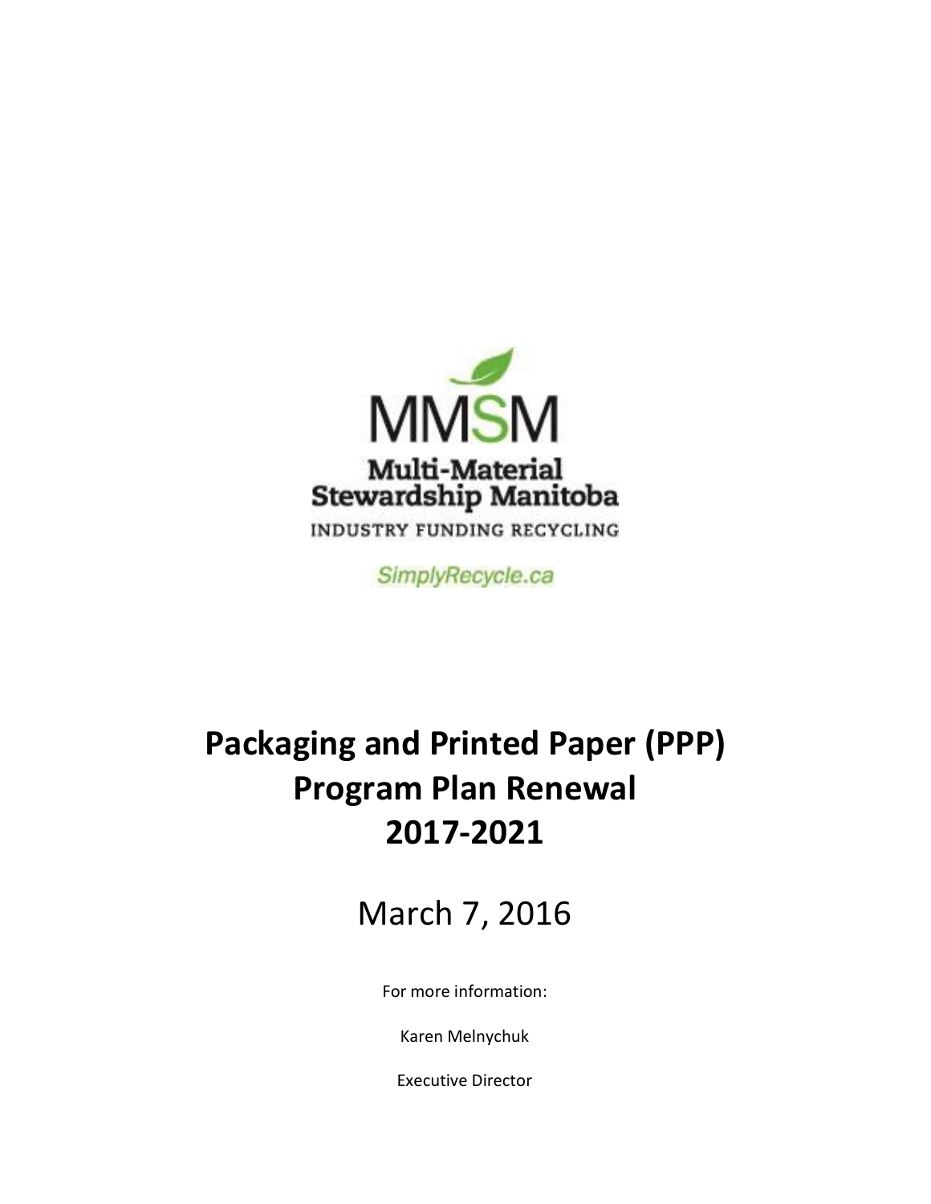MMSM

Multi-Material Stewardship Manitoba

INDUSTRY FUNDING RECYCLING

SimplyRecycle.ca

# Packaging and Printed Paper (PPP) Program Plan Renewal 2017-2021

March 7, 2016

For more information:

Karen Melnychuk

Executive Director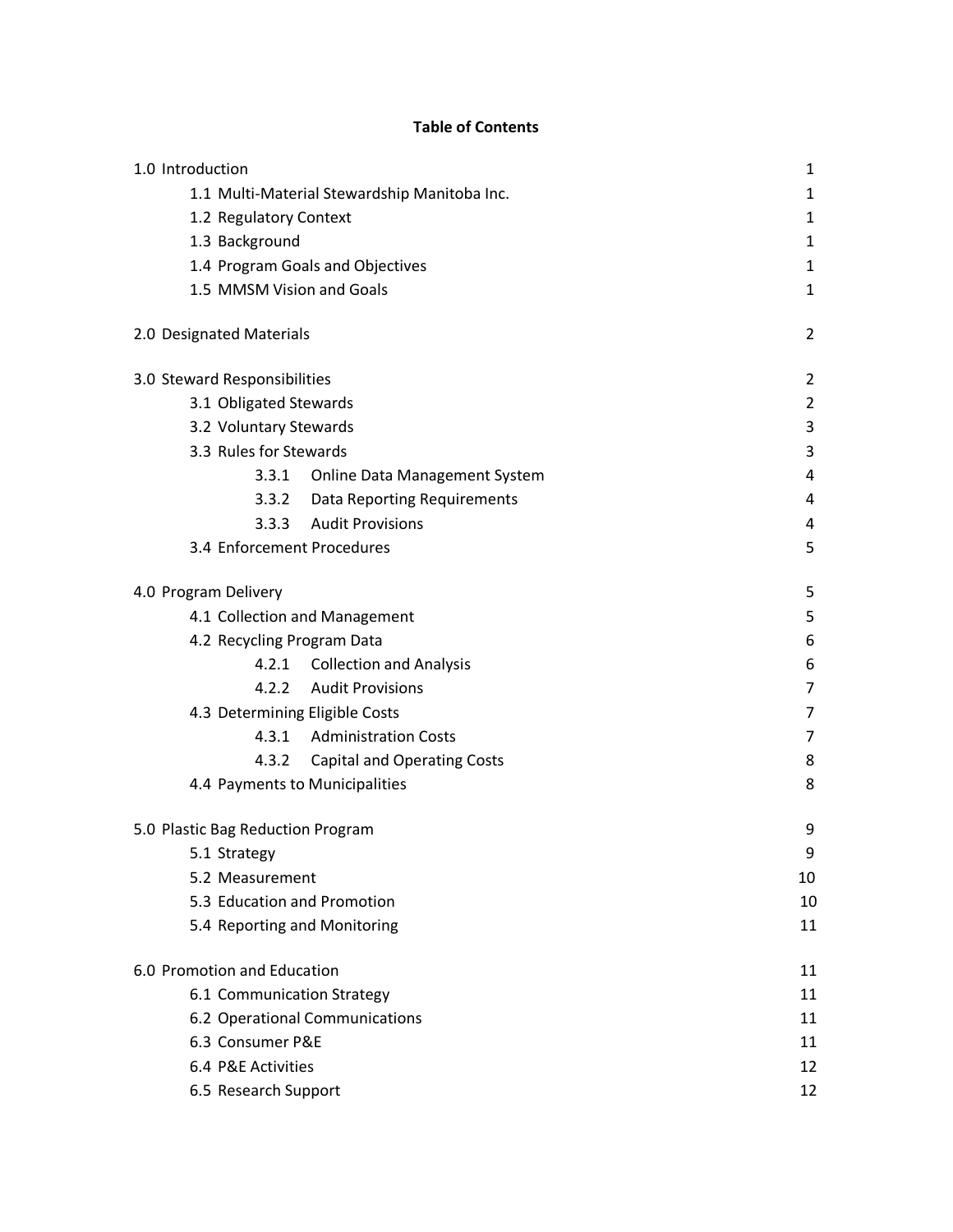**Table of Contents**

| | |
|---|---|
| 1.0 Introduction | 1 |
| 1.1 Multi-Material Stewardship Manitoba Inc. | 1 |
| 1.2 Regulatory Context | 1 |
| 1.3 Background | 1 |
| 1.4 Program Goals and Objectives | 1 |
| 1.5 MMSM Vision and Goals | 1 |
| 2.0 Designated Materials | 2 |
| 3.0 Steward Responsibilities | 2 |
| 3.1 Obligated Stewards | 2 |
| 3.2 Voluntary Stewards | 3 |
| 3.3 Rules for Stewards | 3 |
| 3.3.1 Online Data Management System | 4 |
| 3.3.2 Data Reporting Requirements | 4 |
| 3.3.3 Audit Provisions | 4 |
| 3.4 Enforcement Procedures | 5 |
| 4.0 Program Delivery | 5 |
| 4.1 Collection and Management | 5 |
| 4.2 Recycling Program Data | 6 |
| 4.2.1 Collection and Analysis | 6 |
| 4.2.2 Audit Provisions | 7 |
| 4.3 Determining Eligible Costs | 7 |
| 4.3.1 Administration Costs | 7 |
| 4.3.2 Capital and Operating Costs | 8 |
| 4.4 Payments to Municipalities | 8 |
| 5.0 Plastic Bag Reduction Program | 9 |
| 5.1 Strategy | 9 |
| 5.2 Measurement | 10 |
| 5.3 Education and Promotion | 10 |
| 5.4 Reporting and Monitoring | 11 |
| 6.0 Promotion and Education | 11 |
| 6.1 Communication Strategy | 11 |
| 6.2 Operational Communications | 11 |
| 6.3 Consumer P&E | 11 |
| 6.4 P&E Activities | 12 |
| 6.5 Research Support | 12 |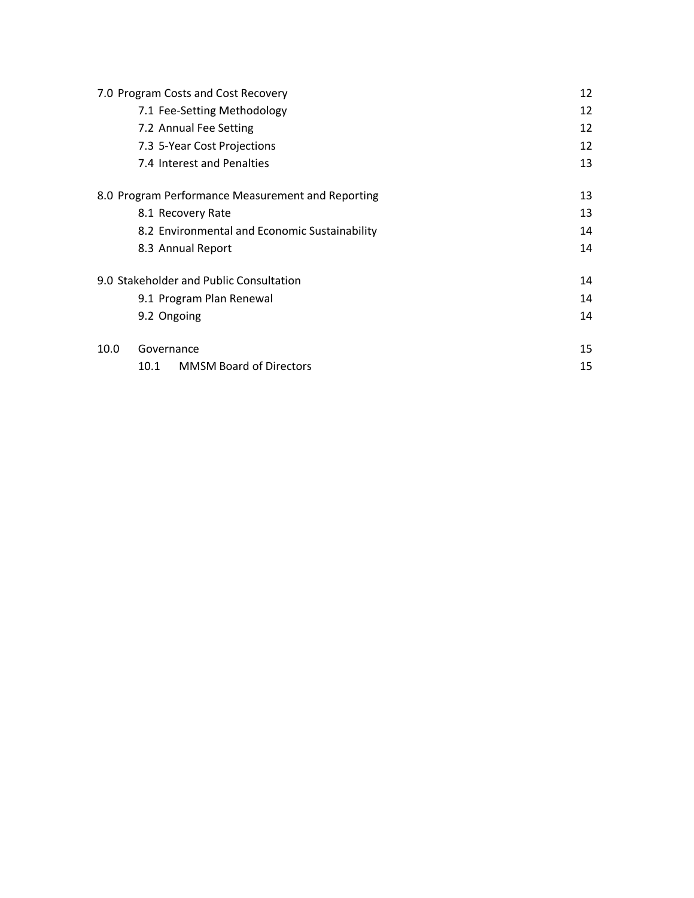| | |
|---|---|
| 7.0 Program Costs and Cost Recovery | 12 |
| 7.1 Fee-Setting Methodology | 12 |
| 7.2 Annual Fee Setting | 12 |
| 7.3 5-Year Cost Projections | 12 |
| 7.4 Interest and Penalties | 13 |
| 8.0 Program Performance Measurement and Reporting | 13 |
| 8.1 Recovery Rate | 13 |
| 8.2 Environmental and Economic Sustainability | 14 |
| 8.3 Annual Report | 14 |
| 9.0 Stakeholder and Public Consultation | 14 |
| 9.1 Program Plan Renewal | 14 |
| 9.2 Ongoing | 14 |
| 10.0 Governance | 15 |
| 10.1 MMSM Board of Directors | 15 |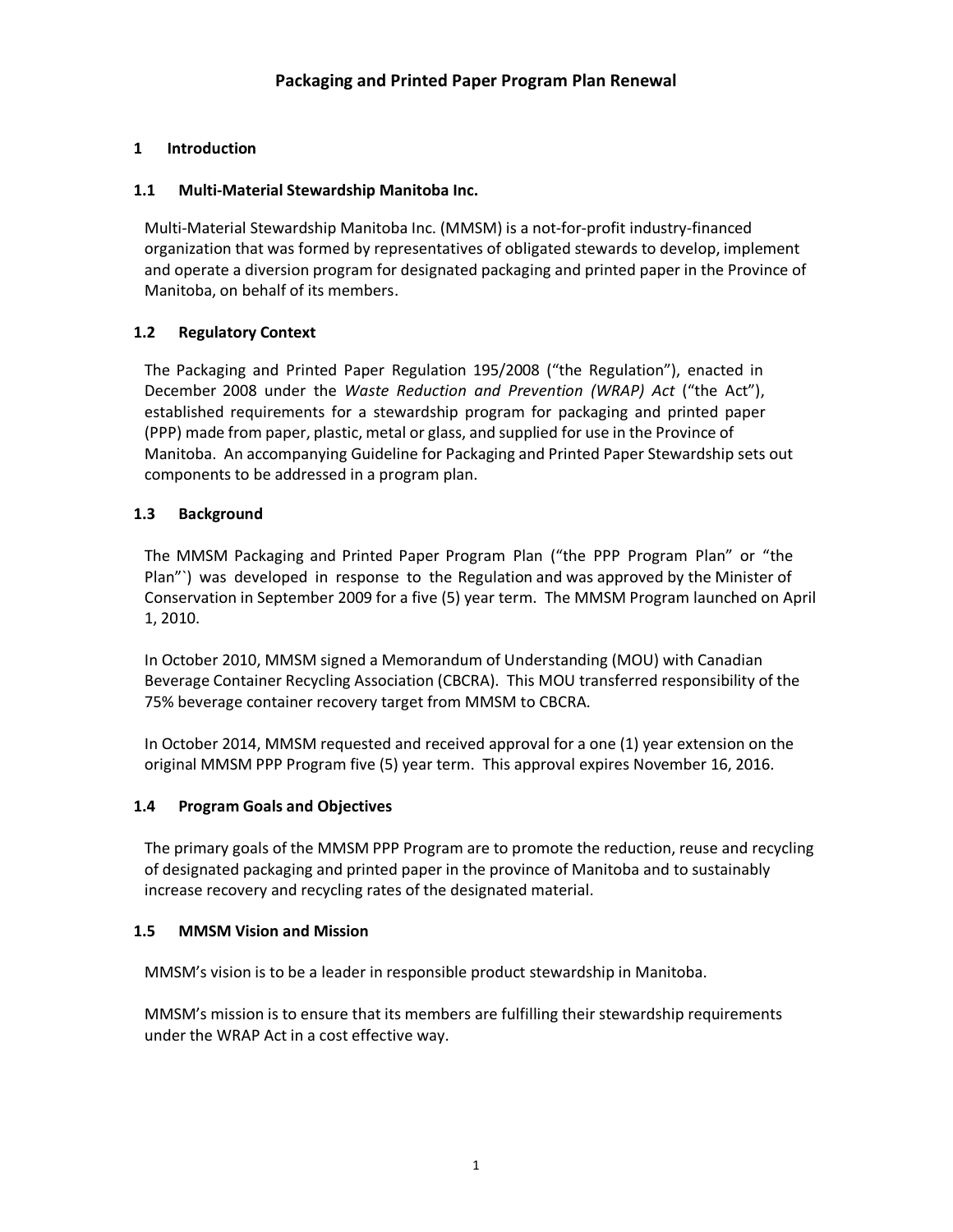# Packaging and Printed Paper Program Plan Renewal

## 1 Introduction

### 1.1 Multi-Material Stewardship Manitoba Inc.

Multi-Material Stewardship Manitoba Inc. (MMSM) is a not-for-profit industry-financed organization that was formed by representatives of obligated stewards to develop, implement and operate a diversion program for designated packaging and printed paper in the Province of Manitoba, on behalf of its members.

### 1.2 Regulatory Context

The Packaging and Printed Paper Regulation 195/2008 ("the Regulation"), enacted in December 2008 under the *Waste Reduction and Prevention (WRAP) Act* ("the Act"), established requirements for a stewardship program for packaging and printed paper (PPP) made from paper, plastic, metal or glass, and supplied for use in the Province of Manitoba. An accompanying Guideline for Packaging and Printed Paper Stewardship sets out components to be addressed in a program plan.

### 1.3 Background

The MMSM Packaging and Printed Paper Program Plan ("the PPP Program Plan" or "the Plan"`) was developed in response to the Regulation and was approved by the Minister of Conservation in September 2009 for a five (5) year term. The MMSM Program launched on April 1, 2010.

In October 2010, MMSM signed a Memorandum of Understanding (MOU) with Canadian Beverage Container Recycling Association (CBCRA). This MOU transferred responsibility of the 75% beverage container recovery target from MMSM to CBCRA.

In October 2014, MMSM requested and received approval for a one (1) year extension on the original MMSM PPP Program five (5) year term. This approval expires November 16, 2016.

### 1.4 Program Goals and Objectives

The primary goals of the MMSM PPP Program are to promote the reduction, reuse and recycling of designated packaging and printed paper in the province of Manitoba and to sustainably increase recovery and recycling rates of the designated material.

### 1.5 MMSM Vision and Mission

MMSM's vision is to be a leader in responsible product stewardship in Manitoba.

MMSM's mission is to ensure that its members are fulfilling their stewardship requirements under the WRAP Act in a cost effective way.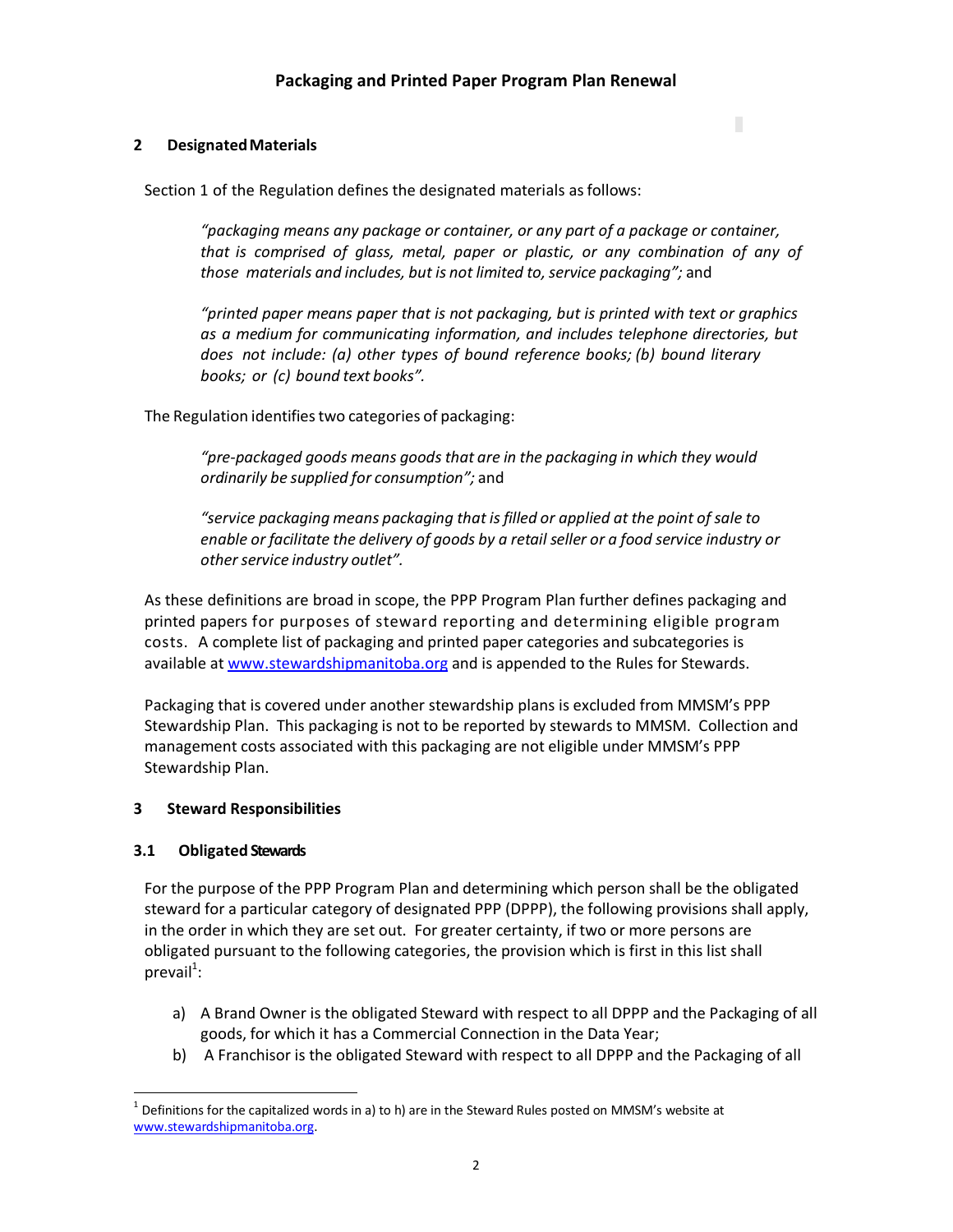## 2 Designated Materials

Section 1 of the Regulation defines the designated materials as follows:

> *"packaging means any package or container, or any part of a package or container, that is comprised of glass, metal, paper or plastic, or any combination of any of those materials and includes, but is not limited to, service packaging";* and

> *"printed paper means paper that is not packaging, but is printed with text or graphics as a medium for communicating information, and includes telephone directories, but does not include: (a) other types of bound reference books; (b) bound literary books; or (c) bound text books".*

The Regulation identifies two categories of packaging:

> *"pre-packaged goods means goods that are in the packaging in which they would ordinarily be supplied for consumption";* and

> *"service packaging means packaging that is filled or applied at the point of sale to enable or facilitate the delivery of goods by a retail seller or a food service industry or other service industry outlet".*

As these definitions are broad in scope, the PPP Program Plan further defines packaging and printed papers for purposes of steward reporting and determining eligible program costs. A complete list of packaging and printed paper categories and subcategories is available at www.stewardshipmanitoba.org and is appended to the Rules for Stewards.

Packaging that is covered under another stewardship plans is excluded from MMSM's PPP Stewardship Plan. This packaging is not to be reported by stewards to MMSM. Collection and management costs associated with this packaging are not eligible under MMSM's PPP Stewardship Plan.

## 3 Steward Responsibilities

### 3.1 Obligated Stewards

For the purpose of the PPP Program Plan and determining which person shall be the obligated steward for a particular category of designated PPP (DPPP), the following provisions shall apply, in the order in which they are set out. For greater certainty, if two or more persons are obligated pursuant to the following categories, the provision which is first in this list shall prevail[1]:

a) A Brand Owner is the obligated Steward with respect to all DPPP and the Packaging of all goods, for which it has a Commercial Connection in the Data Year;

b) A Franchisor is the obligated Steward with respect to all DPPP and the Packaging of all

[1] Definitions for the capitalized words in a) to h) are in the Steward Rules posted on MMSM's website at www.stewardshipmanitoba.org.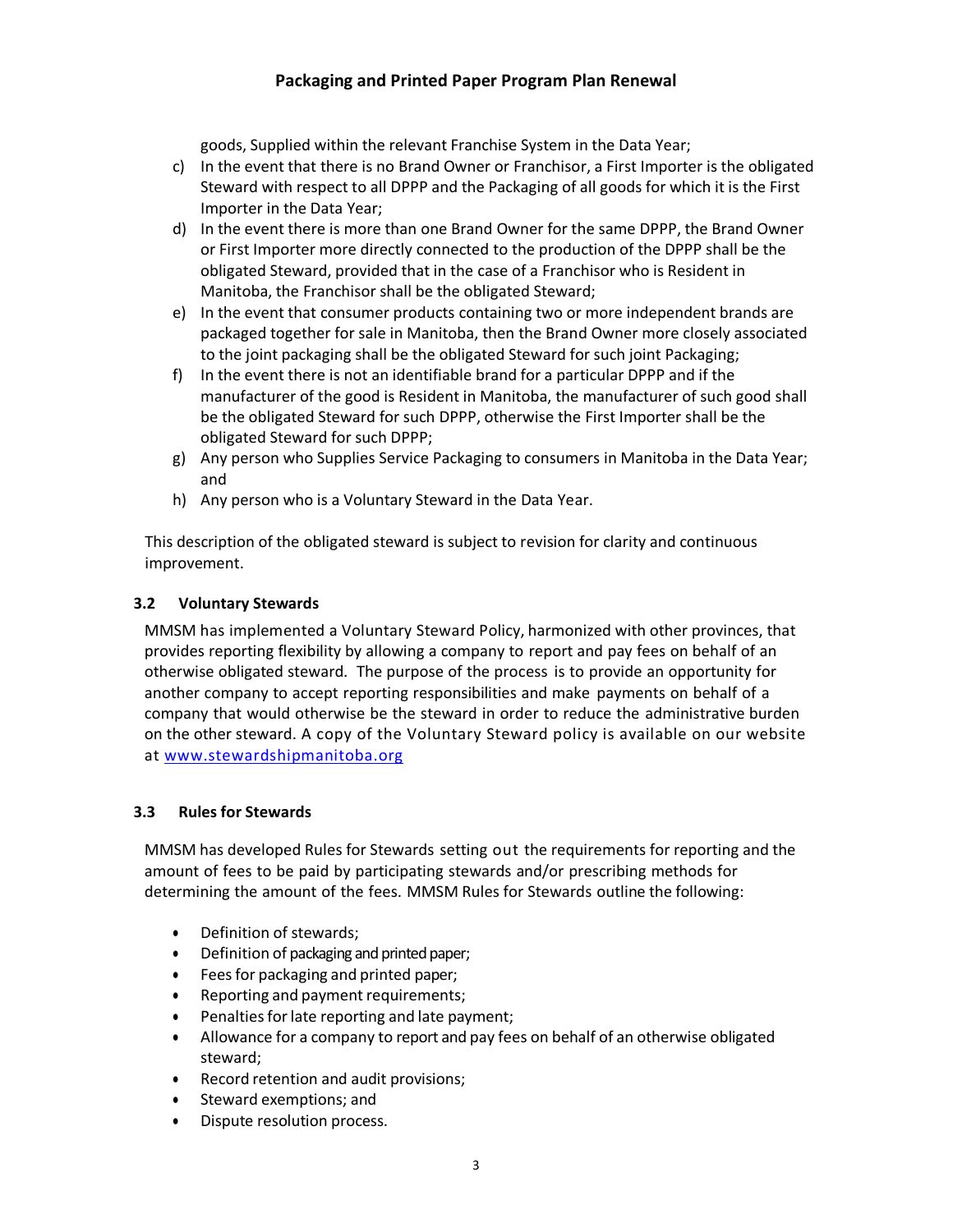goods, Supplied within the relevant Franchise System in the Data Year;

c) In the event that there is no Brand Owner or Franchisor, a First Importer is the obligated Steward with respect to all DPPP and the Packaging of all goods for which it is the First Importer in the Data Year;
d) In the event there is more than one Brand Owner for the same DPPP, the Brand Owner or First Importer more directly connected to the production of the DPPP shall be the obligated Steward, provided that in the case of a Franchisor who is Resident in Manitoba, the Franchisor shall be the obligated Steward;
e) In the event that consumer products containing two or more independent brands are packaged together for sale in Manitoba, then the Brand Owner more closely associated to the joint packaging shall be the obligated Steward for such joint Packaging;
f) In the event there is not an identifiable brand for a particular DPPP and if the manufacturer of the good is Resident in Manitoba, the manufacturer of such good shall be the obligated Steward for such DPPP, otherwise the First Importer shall be the obligated Steward for such DPPP;
g) Any person who Supplies Service Packaging to consumers in Manitoba in the Data Year; and
h) Any person who is a Voluntary Steward in the Data Year.

This description of the obligated steward is subject to revision for clarity and continuous improvement.

### 3.2 Voluntary Stewards

MMSM has implemented a Voluntary Steward Policy, harmonized with other provinces, that provides reporting flexibility by allowing a company to report and pay fees on behalf of an otherwise obligated steward. The purpose of the process is to provide an opportunity for another company to accept reporting responsibilities and make payments on behalf of a company that would otherwise be the steward in order to reduce the administrative burden on the other steward. A copy of the Voluntary Steward policy is available on our website at www.stewardshipmanitoba.org

### 3.3 Rules for Stewards

MMSM has developed Rules for Stewards setting out the requirements for reporting and the amount of fees to be paid by participating stewards and/or prescribing methods for determining the amount of the fees. MMSM Rules for Stewards outline the following:

- Definition of stewards;
- Definition of packaging and printed paper;
- Fees for packaging and printed paper;
- Reporting and payment requirements;
- Penalties for late reporting and late payment;
- Allowance for a company to report and pay fees on behalf of an otherwise obligated steward;
- Record retention and audit provisions;
- Steward exemptions; and
- Dispute resolution process.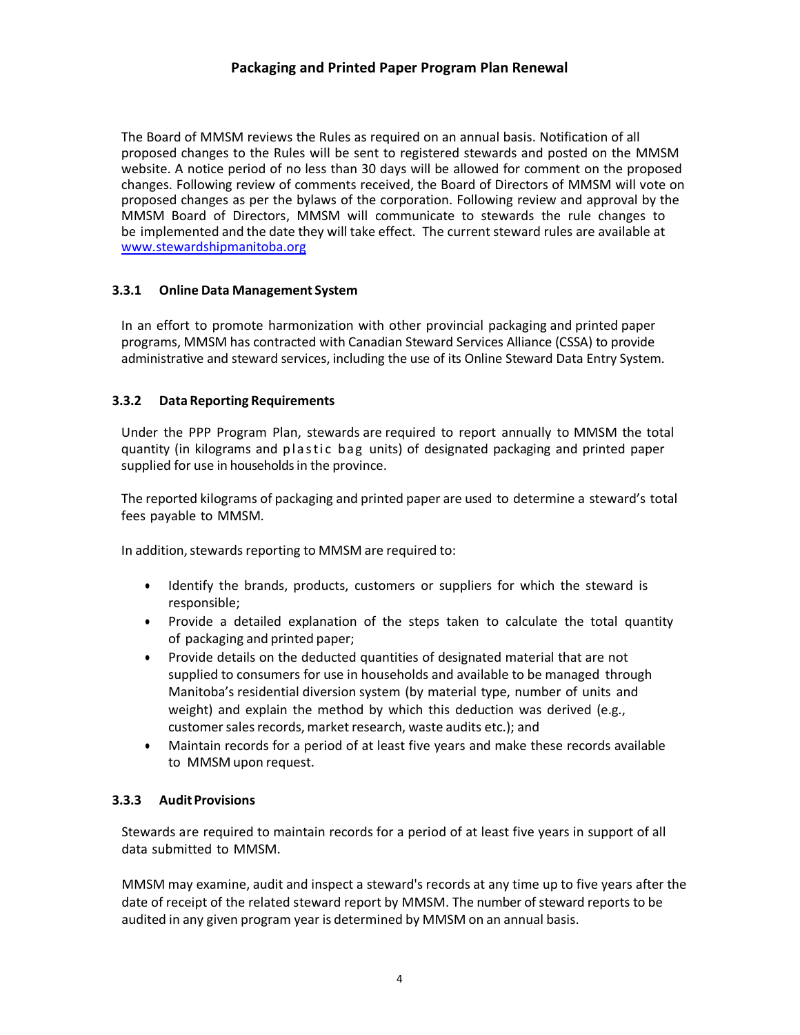The Board of MMSM reviews the Rules as required on an annual basis. Notification of all proposed changes to the Rules will be sent to registered stewards and posted on the MMSM website. A notice period of no less than 30 days will be allowed for comment on the proposed changes. Following review of comments received, the Board of Directors of MMSM will vote on proposed changes as per the bylaws of the corporation. Following review and approval by the MMSM Board of Directors, MMSM will communicate to stewards the rule changes to be implemented and the date they will take effect. The current steward rules are available at www.stewardshipmanitoba.org

### 3.3.1 Online Data Management System

In an effort to promote harmonization with other provincial packaging and printed paper programs, MMSM has contracted with Canadian Steward Services Alliance (CSSA) to provide administrative and steward services, including the use of its Online Steward Data Entry System.

### 3.3.2 Data Reporting Requirements

Under the PPP Program Plan, stewards are required to report annually to MMSM the total quantity (in kilograms and plastic bag units) of designated packaging and printed paper supplied for use in households in the province.

The reported kilograms of packaging and printed paper are used to determine a steward's total fees payable to MMSM.

In addition, stewards reporting to MMSM are required to:

- Identify the brands, products, customers or suppliers for which the steward is responsible;
- Provide a detailed explanation of the steps taken to calculate the total quantity of packaging and printed paper;
- Provide details on the deducted quantities of designated material that are not supplied to consumers for use in households and available to be managed through Manitoba's residential diversion system (by material type, number of units and weight) and explain the method by which this deduction was derived (e.g., customer sales records, market research, waste audits etc.); and
- Maintain records for a period of at least five years and make these records available to MMSM upon request.

### 3.3.3 Audit Provisions

Stewards are required to maintain records for a period of at least five years in support of all data submitted to MMSM.

MMSM may examine, audit and inspect a steward's records at any time up to five years after the date of receipt of the related steward report by MMSM. The number of steward reports to be audited in any given program year is determined by MMSM on an annual basis.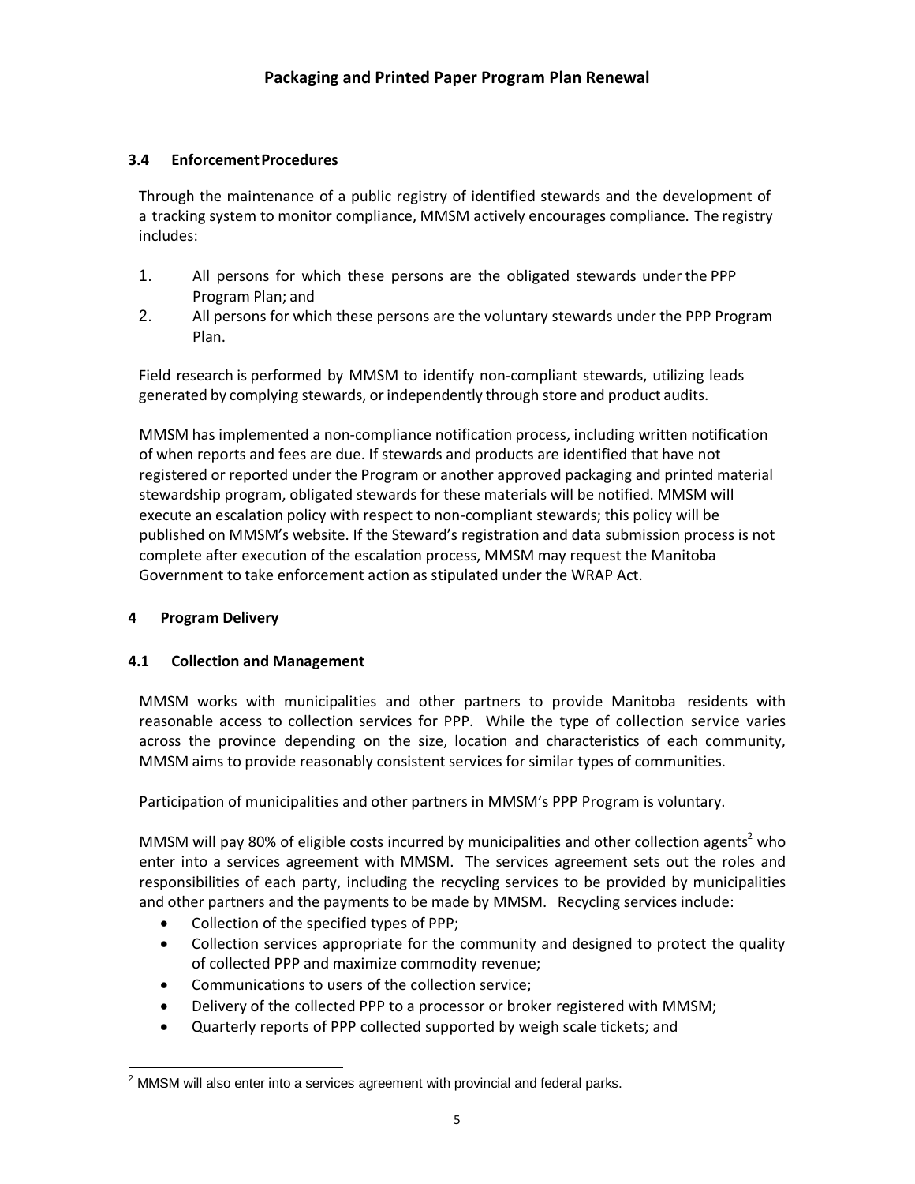### 3.4 Enforcement Procedures

Through the maintenance of a public registry of identified stewards and the development of a tracking system to monitor compliance, MMSM actively encourages compliance. The registry includes:

1. All persons for which these persons are the obligated stewards under the PPP Program Plan; and
2. All persons for which these persons are the voluntary stewards under the PPP Program Plan.

Field research is performed by MMSM to identify non-compliant stewards, utilizing leads generated by complying stewards, or independently through store and product audits.

MMSM has implemented a non-compliance notification process, including written notification of when reports and fees are due. If stewards and products are identified that have not registered or reported under the Program or another approved packaging and printed material stewardship program, obligated stewards for these materials will be notified. MMSM will execute an escalation policy with respect to non-compliant stewards; this policy will be published on MMSM's website. If the Steward's registration and data submission process is not complete after execution of the escalation process, MMSM may request the Manitoba Government to take enforcement action as stipulated under the WRAP Act.

## 4 Program Delivery

### 4.1 Collection and Management

MMSM works with municipalities and other partners to provide Manitoba residents with reasonable access to collection services for PPP. While the type of collection service varies across the province depending on the size, location and characteristics of each community, MMSM aims to provide reasonably consistent services for similar types of communities.

Participation of municipalities and other partners in MMSM's PPP Program is voluntary.

MMSM will pay 80% of eligible costs incurred by municipalities and other collection agents[2] who enter into a services agreement with MMSM. The services agreement sets out the roles and responsibilities of each party, including the recycling services to be provided by municipalities and other partners and the payments to be made by MMSM. Recycling services include:

- Collection of the specified types of PPP;
- Collection services appropriate for the community and designed to protect the quality of collected PPP and maximize commodity revenue;
- Communications to users of the collection service;
- Delivery of the collected PPP to a processor or broker registered with MMSM;
- Quarterly reports of PPP collected supported by weigh scale tickets; and

[2] MMSM will also enter into a services agreement with provincial and federal parks.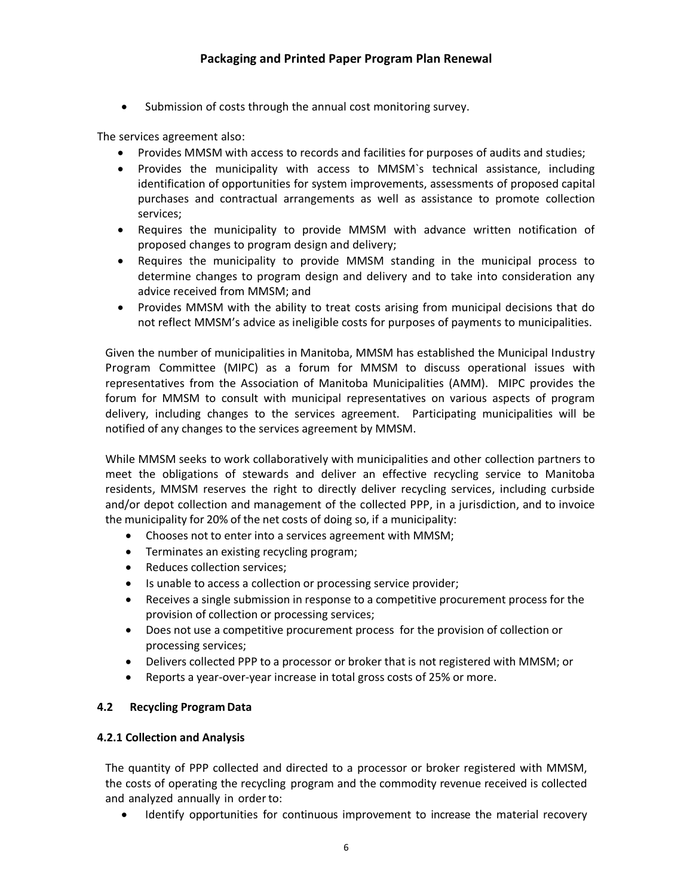- Submission of costs through the annual cost monitoring survey.

The services agreement also:

- Provides MMSM with access to records and facilities for purposes of audits and studies;
- Provides the municipality with access to MMSM`s technical assistance, including identification of opportunities for system improvements, assessments of proposed capital purchases and contractual arrangements as well as assistance to promote collection services;
- Requires the municipality to provide MMSM with advance written notification of proposed changes to program design and delivery;
- Requires the municipality to provide MMSM standing in the municipal process to determine changes to program design and delivery and to take into consideration any advice received from MMSM; and
- Provides MMSM with the ability to treat costs arising from municipal decisions that do not reflect MMSM's advice as ineligible costs for purposes of payments to municipalities.

Given the number of municipalities in Manitoba, MMSM has established the Municipal Industry Program Committee (MIPC) as a forum for MMSM to discuss operational issues with representatives from the Association of Manitoba Municipalities (AMM). MIPC provides the forum for MMSM to consult with municipal representatives on various aspects of program delivery, including changes to the services agreement. Participating municipalities will be notified of any changes to the services agreement by MMSM.

While MMSM seeks to work collaboratively with municipalities and other collection partners to meet the obligations of stewards and deliver an effective recycling service to Manitoba residents, MMSM reserves the right to directly deliver recycling services, including curbside and/or depot collection and management of the collected PPP, in a jurisdiction, and to invoice the municipality for 20% of the net costs of doing so, if a municipality:

- Chooses not to enter into a services agreement with MMSM;
- Terminates an existing recycling program;
- Reduces collection services;
- Is unable to access a collection or processing service provider;
- Receives a single submission in response to a competitive procurement process for the provision of collection or processing services;
- Does not use a competitive procurement process for the provision of collection or processing services;
- Delivers collected PPP to a processor or broker that is not registered with MMSM; or
- Reports a year-over-year increase in total gross costs of 25% or more.

### 4.2 Recycling Program Data

#### 4.2.1 Collection and Analysis

The quantity of PPP collected and directed to a processor or broker registered with MMSM, the costs of operating the recycling program and the commodity revenue received is collected and analyzed annually in order to:

- Identify opportunities for continuous improvement to increase the material recovery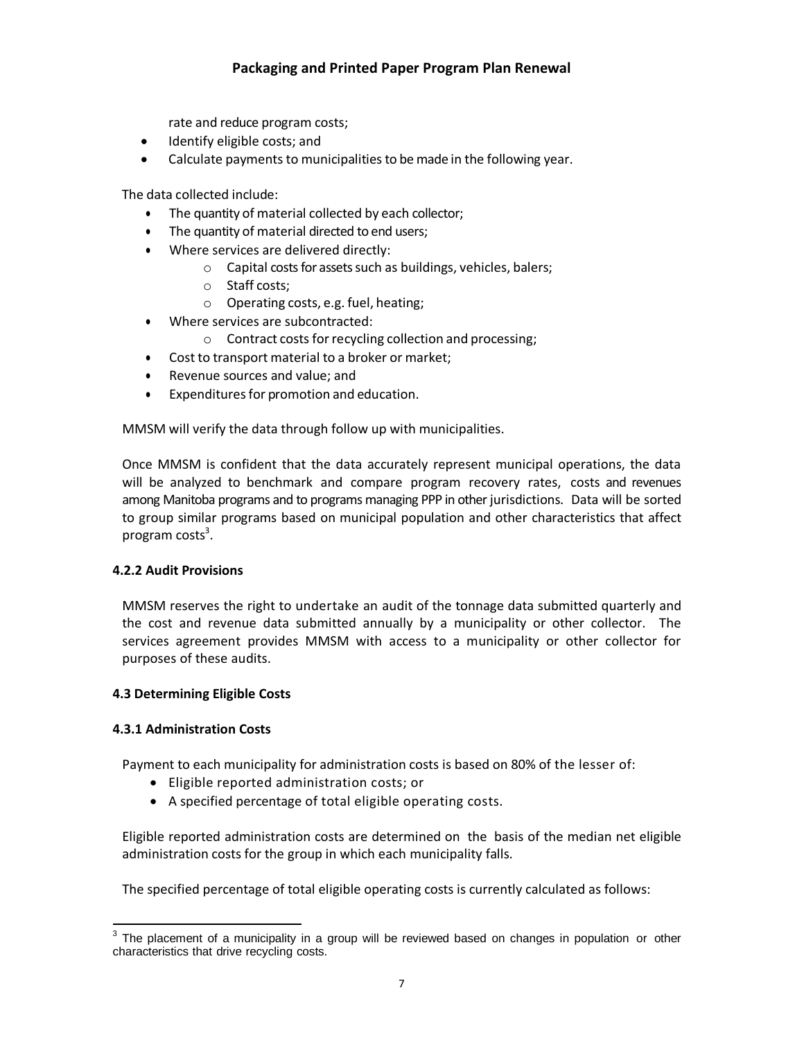rate and reduce program costs;

- Identify eligible costs; and
- Calculate payments to municipalities to be made in the following year.

The data collected include:

- The quantity of material collected by each collector;
- The quantity of material directed to end users;
- Where services are delivered directly:
  - Capital costs for assets such as buildings, vehicles, balers;
  - Staff costs;
  - Operating costs, e.g. fuel, heating;
- Where services are subcontracted:
  - Contract costs for recycling collection and processing;
- Cost to transport material to a broker or market;
- Revenue sources and value; and
- Expenditures for promotion and education.

MMSM will verify the data through follow up with municipalities.

Once MMSM is confident that the data accurately represent municipal operations, the data will be analyzed to benchmark and compare program recovery rates, costs and revenues among Manitoba programs and to programs managing PPP in other jurisdictions. Data will be sorted to group similar programs based on municipal population and other characteristics that affect program costs[3].

### 4.2.2 Audit Provisions

MMSM reserves the right to undertake an audit of the tonnage data submitted quarterly and the cost and revenue data submitted annually by a municipality or other collector. The services agreement provides MMSM with access to a municipality or other collector for purposes of these audits.

## 4.3 Determining Eligible Costs

### 4.3.1 Administration Costs

Payment to each municipality for administration costs is based on 80% of the lesser of:

- Eligible reported administration costs; or
- A specified percentage of total eligible operating costs.

Eligible reported administration costs are determined on the basis of the median net eligible administration costs for the group in which each municipality falls.

The specified percentage of total eligible operating costs is currently calculated as follows:

[3] The placement of a municipality in a group will be reviewed based on changes in population or other characteristics that drive recycling costs.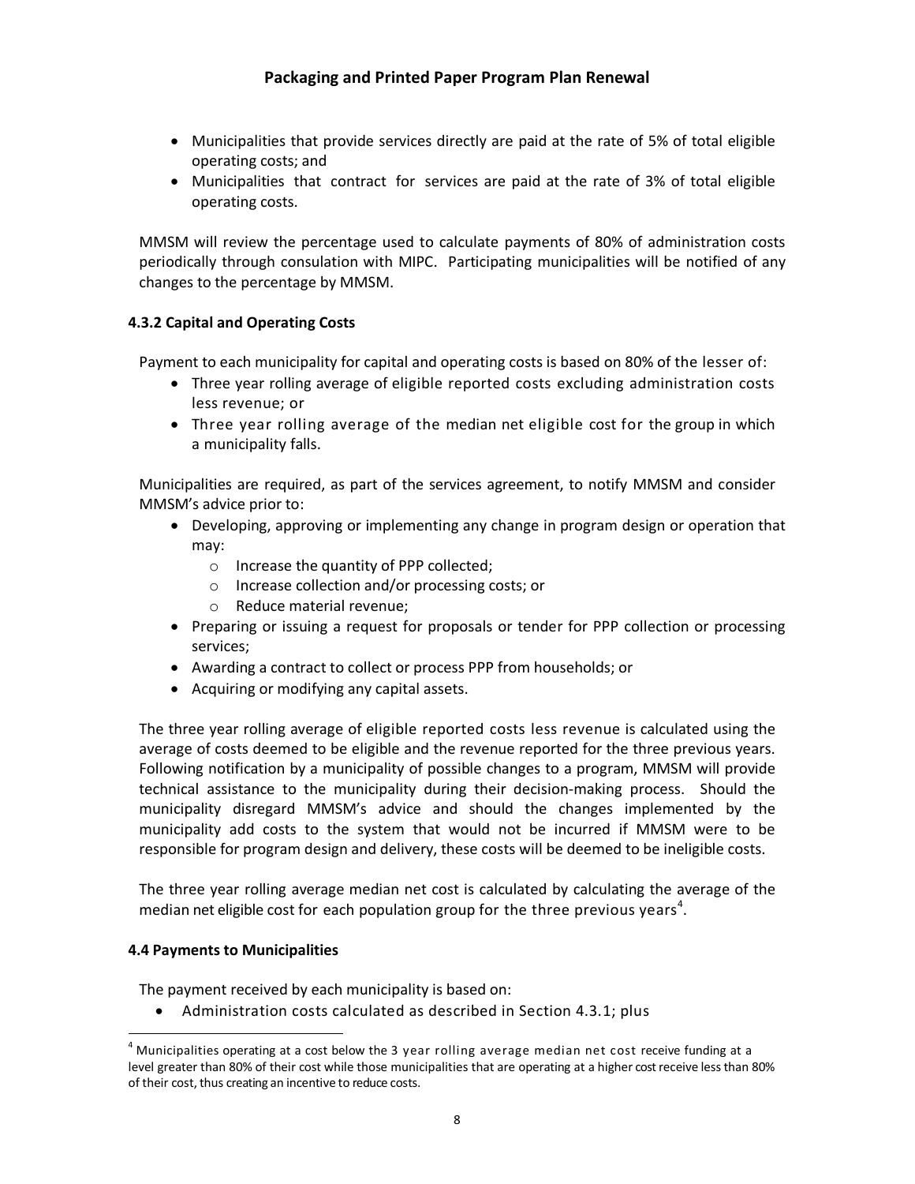- Municipalities that provide services directly are paid at the rate of 5% of total eligible operating costs; and
- Municipalities that contract for services are paid at the rate of 3% of total eligible operating costs.

MMSM will review the percentage used to calculate payments of 80% of administration costs periodically through consulation with MIPC. Participating municipalities will be notified of any changes to the percentage by MMSM.

#### 4.3.2 Capital and Operating Costs

Payment to each municipality for capital and operating costs is based on 80% of the lesser of:

- Three year rolling average of eligible reported costs excluding administration costs less revenue; or
- Three year rolling average of the median net eligible cost for the group in which a municipality falls.

Municipalities are required, as part of the services agreement, to notify MMSM and consider MMSM's advice prior to:

- Developing, approving or implementing any change in program design or operation that may:
  - Increase the quantity of PPP collected;
  - Increase collection and/or processing costs; or
  - Reduce material revenue;
- Preparing or issuing a request for proposals or tender for PPP collection or processing services;
- Awarding a contract to collect or process PPP from households; or
- Acquiring or modifying any capital assets.

The three year rolling average of eligible reported costs less revenue is calculated using the average of costs deemed to be eligible and the revenue reported for the three previous years. Following notification by a municipality of possible changes to a program, MMSM will provide technical assistance to the municipality during their decision-making process. Should the municipality disregard MMSM's advice and should the changes implemented by the municipality add costs to the system that would not be incurred if MMSM were to be responsible for program design and delivery, these costs will be deemed to be ineligible costs.

The three year rolling average median net cost is calculated by calculating the average of the median net eligible cost for each population group for the three previous years[4].

### 4.4 Payments to Municipalities

The payment received by each municipality is based on:

- Administration costs calculated as described in Section 4.3.1; plus

[4] Municipalities operating at a cost below the 3 year rolling average median net cost receive funding at a level greater than 80% of their cost while those municipalities that are operating at a higher cost receive less than 80% of their cost, thus creating an incentive to reduce costs.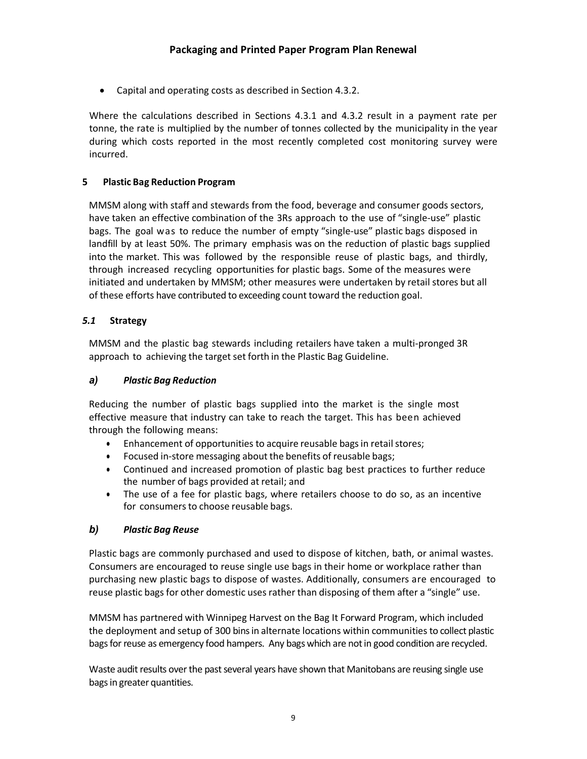- Capital and operating costs as described in Section 4.3.2.

Where the calculations described in Sections 4.3.1 and 4.3.2 result in a payment rate per tonne, the rate is multiplied by the number of tonnes collected by the municipality in the year during which costs reported in the most recently completed cost monitoring survey were incurred.

## 5 Plastic Bag Reduction Program

MMSM along with staff and stewards from the food, beverage and consumer goods sectors, have taken an effective combination of the 3Rs approach to the use of "single-use" plastic bags. The goal was to reduce the number of empty "single-use" plastic bags disposed in landfill by at least 50%. The primary emphasis was on the reduction of plastic bags supplied into the market. This was followed by the responsible reuse of plastic bags, and thirdly, through increased recycling opportunities for plastic bags. Some of the measures were initiated and undertaken by MMSM; other measures were undertaken by retail stores but all of these efforts have contributed to exceeding count toward the reduction goal.

### *5.1* Strategy

MMSM and the plastic bag stewards including retailers have taken a multi-pronged 3R approach to achieving the target set forth in the Plastic Bag Guideline.

#### *a) Plastic Bag Reduction*

Reducing the number of plastic bags supplied into the market is the single most effective measure that industry can take to reach the target. This has been achieved through the following means:

- Enhancement of opportunities to acquire reusable bags in retail stores;
- Focused in-store messaging about the benefits of reusable bags;
- Continued and increased promotion of plastic bag best practices to further reduce the number of bags provided at retail; and
- The use of a fee for plastic bags, where retailers choose to do so, as an incentive for consumers to choose reusable bags.

#### *b) Plastic Bag Reuse*

Plastic bags are commonly purchased and used to dispose of kitchen, bath, or animal wastes. Consumers are encouraged to reuse single use bags in their home or workplace rather than purchasing new plastic bags to dispose of wastes. Additionally, consumers are encouraged to reuse plastic bags for other domestic uses rather than disposing of them after a "single" use.

MMSM has partnered with Winnipeg Harvest on the Bag It Forward Program, which included the deployment and setup of 300 bins in alternate locations within communities to collect plastic bags for reuse as emergency food hampers. Any bags which are not in good condition are recycled.

Waste audit results over the past several years have shown that Manitobans are reusing single use bags in greater quantities.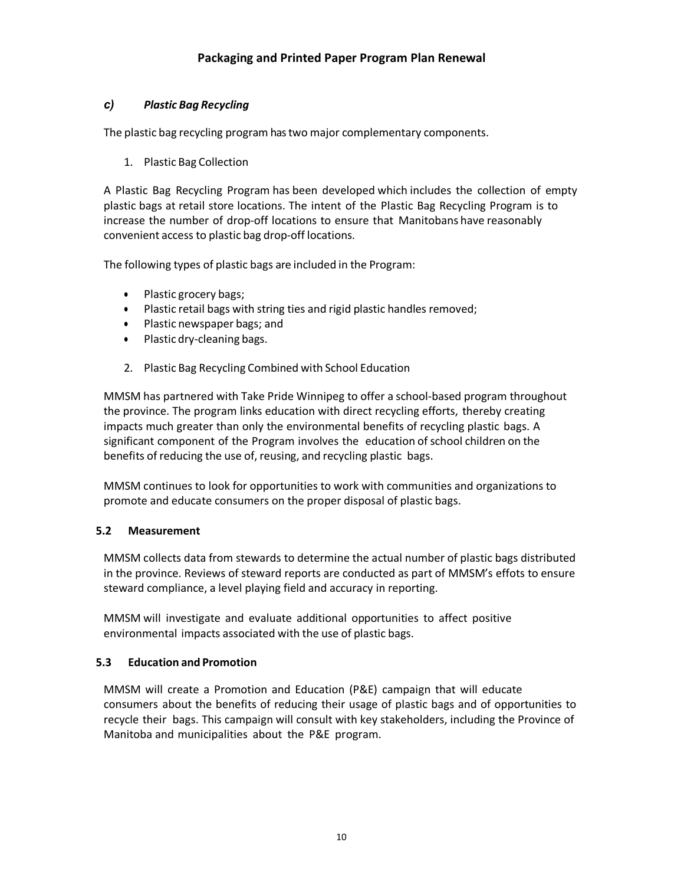### *c) Plastic Bag Recycling*

The plastic bag recycling program has two major complementary components.

1. Plastic Bag Collection

A Plastic Bag Recycling Program has been developed which includes the collection of empty plastic bags at retail store locations. The intent of the Plastic Bag Recycling Program is to increase the number of drop-off locations to ensure that Manitobans have reasonably convenient access to plastic bag drop-off locations.

The following types of plastic bags are included in the Program:

- Plastic grocery bags;
- Plastic retail bags with string ties and rigid plastic handles removed;
- Plastic newspaper bags; and
- Plastic dry-cleaning bags.

2. Plastic Bag Recycling Combined with School Education

MMSM has partnered with Take Pride Winnipeg to offer a school-based program throughout the province. The program links education with direct recycling efforts, thereby creating impacts much greater than only the environmental benefits of recycling plastic bags. A significant component of the Program involves the education of school children on the benefits of reducing the use of, reusing, and recycling plastic bags.

MMSM continues to look for opportunities to work with communities and organizations to promote and educate consumers on the proper disposal of plastic bags.

## 5.2 Measurement

MMSM collects data from stewards to determine the actual number of plastic bags distributed in the province. Reviews of steward reports are conducted as part of MMSM's effots to ensure steward compliance, a level playing field and accuracy in reporting.

MMSM will investigate and evaluate additional opportunities to affect positive environmental impacts associated with the use of plastic bags.

## 5.3 Education and Promotion

MMSM will create a Promotion and Education (P&E) campaign that will educate consumers about the benefits of reducing their usage of plastic bags and of opportunities to recycle their bags. This campaign will consult with key stakeholders, including the Province of Manitoba and municipalities about the P&E program.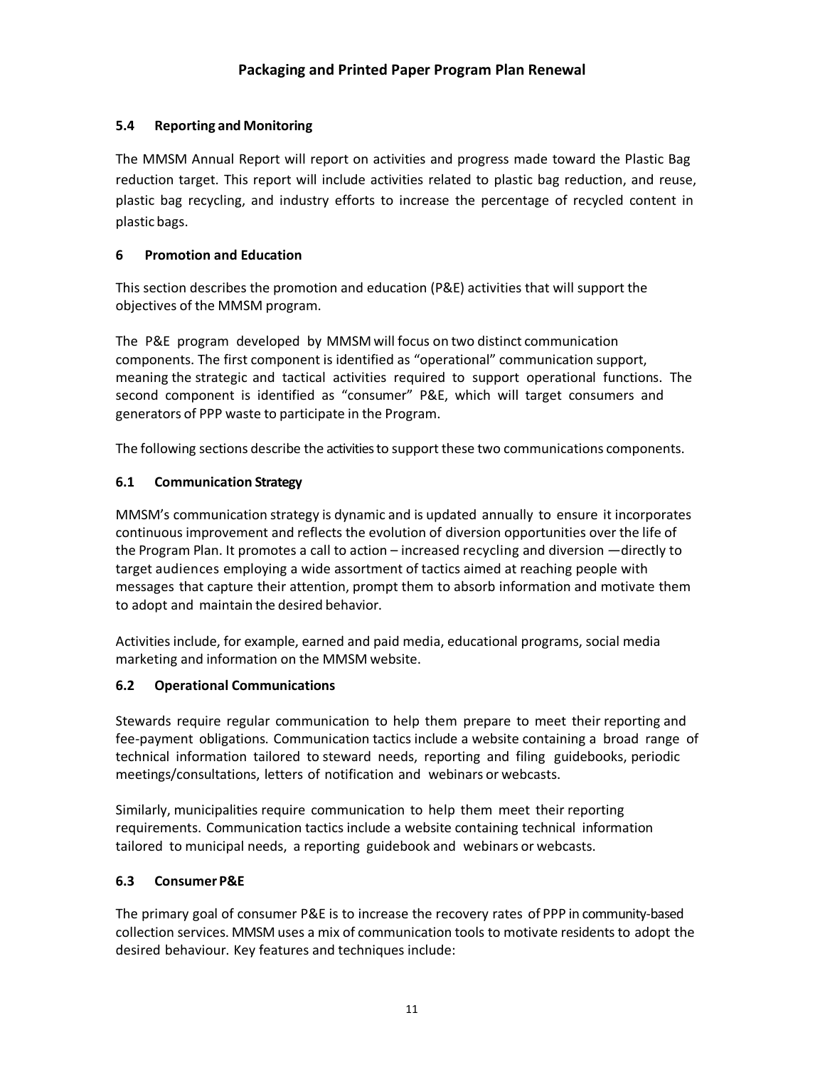### 5.4 Reporting and Monitoring

The MMSM Annual Report will report on activities and progress made toward the Plastic Bag reduction target. This report will include activities related to plastic bag reduction, and reuse, plastic bag recycling, and industry efforts to increase the percentage of recycled content in plastic bags.

## 6 Promotion and Education

This section describes the promotion and education (P&E) activities that will support the objectives of the MMSM program.

The P&E program developed by MMSM will focus on two distinct communication components. The first component is identified as "operational" communication support, meaning the strategic and tactical activities required to support operational functions. The second component is identified as "consumer" P&E, which will target consumers and generators of PPP waste to participate in the Program.

The following sections describe the activities to support these two communications components.

### 6.1 Communication Strategy

MMSM's communication strategy is dynamic and is updated annually to ensure it incorporates continuous improvement and reflects the evolution of diversion opportunities over the life of the Program Plan. It promotes a call to action – increased recycling and diversion —directly to target audiences employing a wide assortment of tactics aimed at reaching people with messages that capture their attention, prompt them to absorb information and motivate them to adopt and maintain the desired behavior.

Activities include, for example, earned and paid media, educational programs, social media marketing and information on the MMSM website.

### 6.2 Operational Communications

Stewards require regular communication to help them prepare to meet their reporting and fee-payment obligations. Communication tactics include a website containing a broad range of technical information tailored to steward needs, reporting and filing guidebooks, periodic meetings/consultations, letters of notification and webinars or webcasts.

Similarly, municipalities require communication to help them meet their reporting requirements. Communication tactics include a website containing technical information tailored to municipal needs, a reporting guidebook and webinars or webcasts.

### 6.3 Consumer P&E

The primary goal of consumer P&E is to increase the recovery rates of PPP in community-based collection services. MMSM uses a mix of communication tools to motivate residents to adopt the desired behaviour. Key features and techniques include: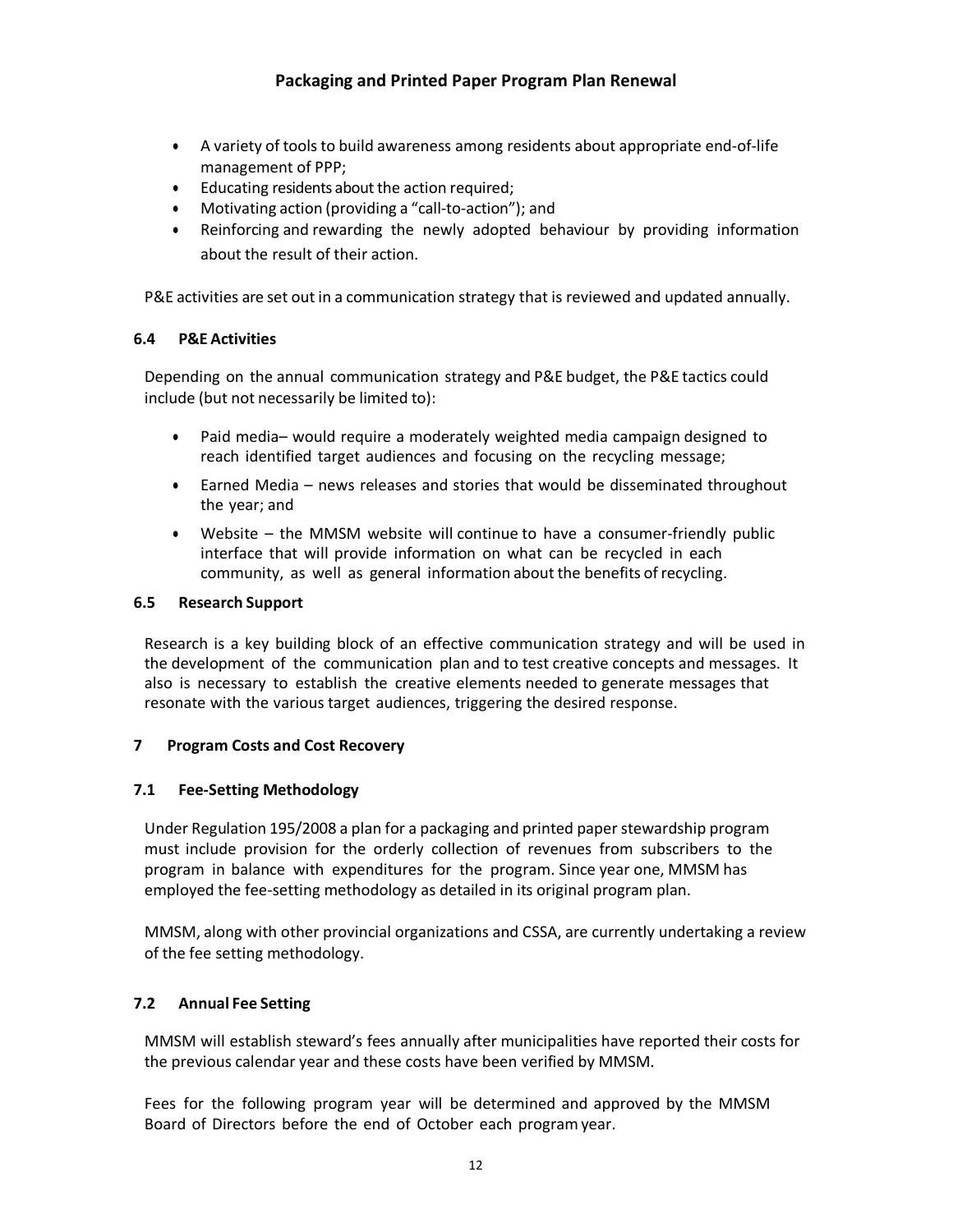- A variety of tools to build awareness among residents about appropriate end-of-life management of PPP;
- Educating residents about the action required;
- Motivating action (providing a "call-to-action"); and
- Reinforcing and rewarding the newly adopted behaviour by providing information about the result of their action.

P&E activities are set out in a communication strategy that is reviewed and updated annually.

### 6.4 P&E Activities

Depending on the annual communication strategy and P&E budget, the P&E tactics could include (but not necessarily be limited to):

- Paid media– would require a moderately weighted media campaign designed to reach identified target audiences and focusing on the recycling message;
- Earned Media – news releases and stories that would be disseminated throughout the year; and
- Website – the MMSM website will continue to have a consumer-friendly public interface that will provide information on what can be recycled in each community, as well as general information about the benefits of recycling.

### 6.5 Research Support

Research is a key building block of an effective communication strategy and will be used in the development of the communication plan and to test creative concepts and messages. It also is necessary to establish the creative elements needed to generate messages that resonate with the various target audiences, triggering the desired response.

## 7 Program Costs and Cost Recovery

### 7.1 Fee-Setting Methodology

Under Regulation 195/2008 a plan for a packaging and printed paper stewardship program must include provision for the orderly collection of revenues from subscribers to the program in balance with expenditures for the program. Since year one, MMSM has employed the fee-setting methodology as detailed in its original program plan.

MMSM, along with other provincial organizations and CSSA, are currently undertaking a review of the fee setting methodology.

### 7.2 Annual Fee Setting

MMSM will establish steward's fees annually after municipalities have reported their costs for the previous calendar year and these costs have been verified by MMSM.

Fees for the following program year will be determined and approved by the MMSM Board of Directors before the end of October each program year.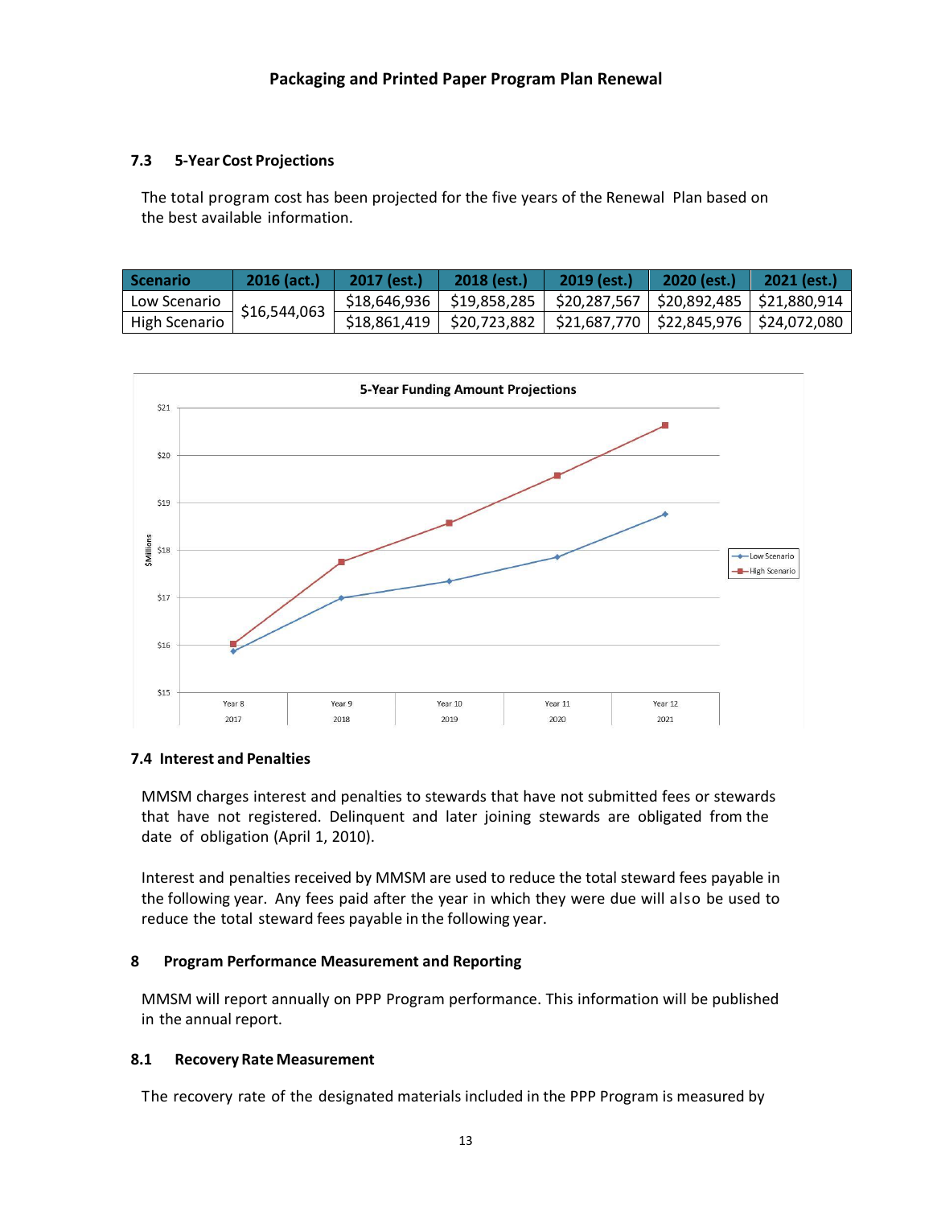### 7.3 5-Year Cost Projections

The total program cost has been projected for the five years of the Renewal Plan based on the best available information.

| Scenario | 2016 (act.) | 2017 (est.) | 2018 (est.) | 2019 (est.) | 2020 (est.) | 2021 (est.) |
|---|---|---|---|---|---|---|
| Low Scenario | $16,544,063 | $18,646,936 | $19,858,285 | $20,287,567 | $20,892,485 | $21,880,914 |
| High Scenario | | $18,861,419 | $20,723,882 | $21,687,770 | $22,845,976 | $24,072,080 |

### 7.4 Interest and Penalties

MMSM charges interest and penalties to stewards that have not submitted fees or stewards that have not registered. Delinquent and later joining stewards are obligated from the date of obligation (April 1, 2010).

Interest and penalties received by MMSM are used to reduce the total steward fees payable in the following year. Any fees paid after the year in which they were due will also be used to reduce the total steward fees payable in the following year.

## 8 Program Performance Measurement and Reporting

MMSM will report annually on PPP Program performance. This information will be published in the annual report.

### 8.1 Recovery Rate Measurement

The recovery rate of the designated materials included in the PPP Program is measured by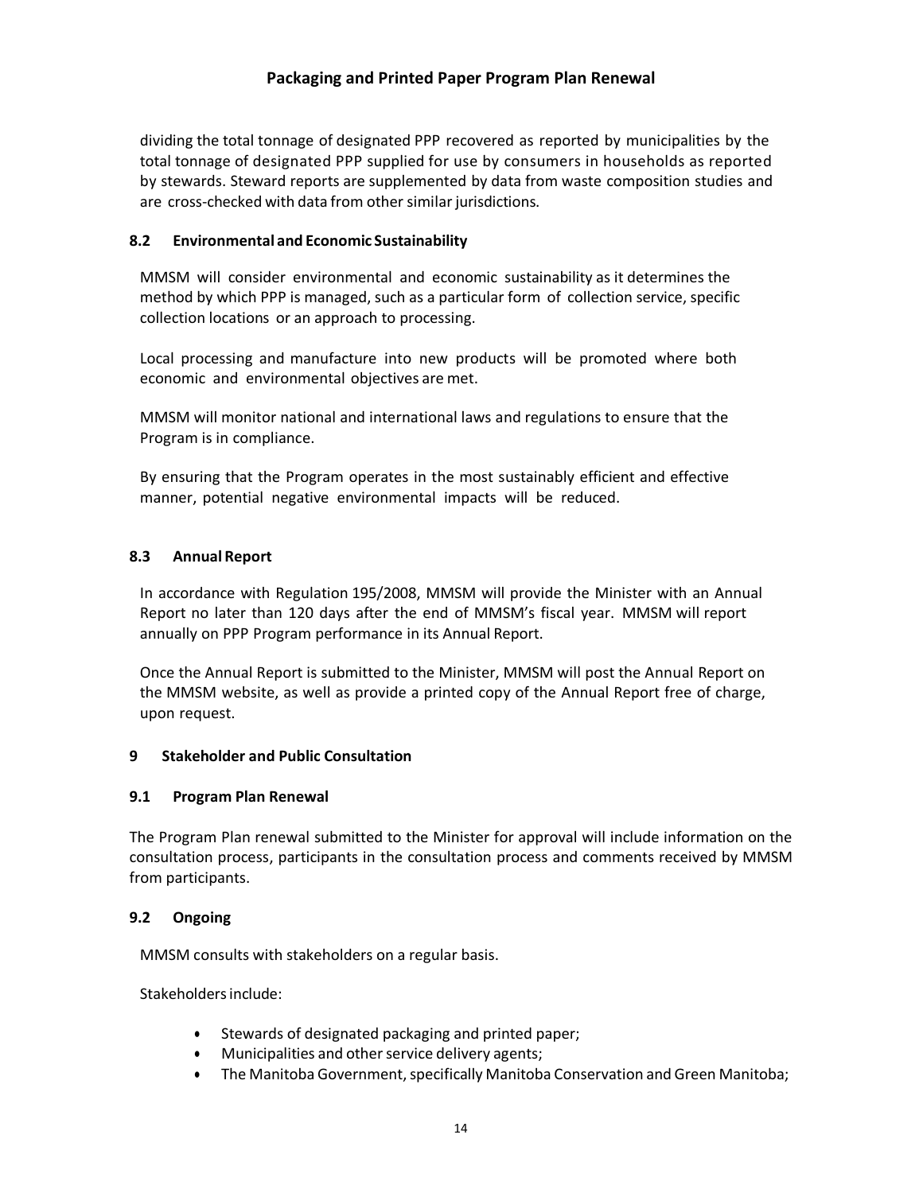dividing the total tonnage of designated PPP recovered as reported by municipalities by the total tonnage of designated PPP supplied for use by consumers in households as reported by stewards. Steward reports are supplemented by data from waste composition studies and are cross-checked with data from other similar jurisdictions.

### 8.2 Environmental and Economic Sustainability

MMSM will consider environmental and economic sustainability as it determines the method by which PPP is managed, such as a particular form of collection service, specific collection locations or an approach to processing.

Local processing and manufacture into new products will be promoted where both economic and environmental objectives are met.

MMSM will monitor national and international laws and regulations to ensure that the Program is in compliance.

By ensuring that the Program operates in the most sustainably efficient and effective manner, potential negative environmental impacts will be reduced.

### 8.3 Annual Report

In accordance with Regulation 195/2008, MMSM will provide the Minister with an Annual Report no later than 120 days after the end of MMSM's fiscal year. MMSM will report annually on PPP Program performance in its Annual Report.

Once the Annual Report is submitted to the Minister, MMSM will post the Annual Report on the MMSM website, as well as provide a printed copy of the Annual Report free of charge, upon request.

## 9 Stakeholder and Public Consultation

### 9.1 Program Plan Renewal

The Program Plan renewal submitted to the Minister for approval will include information on the consultation process, participants in the consultation process and comments received by MMSM from participants.

### 9.2 Ongoing

MMSM consults with stakeholders on a regular basis.

Stakeholders include:

- Stewards of designated packaging and printed paper;
- Municipalities and other service delivery agents;
- The Manitoba Government, specifically Manitoba Conservation and Green Manitoba;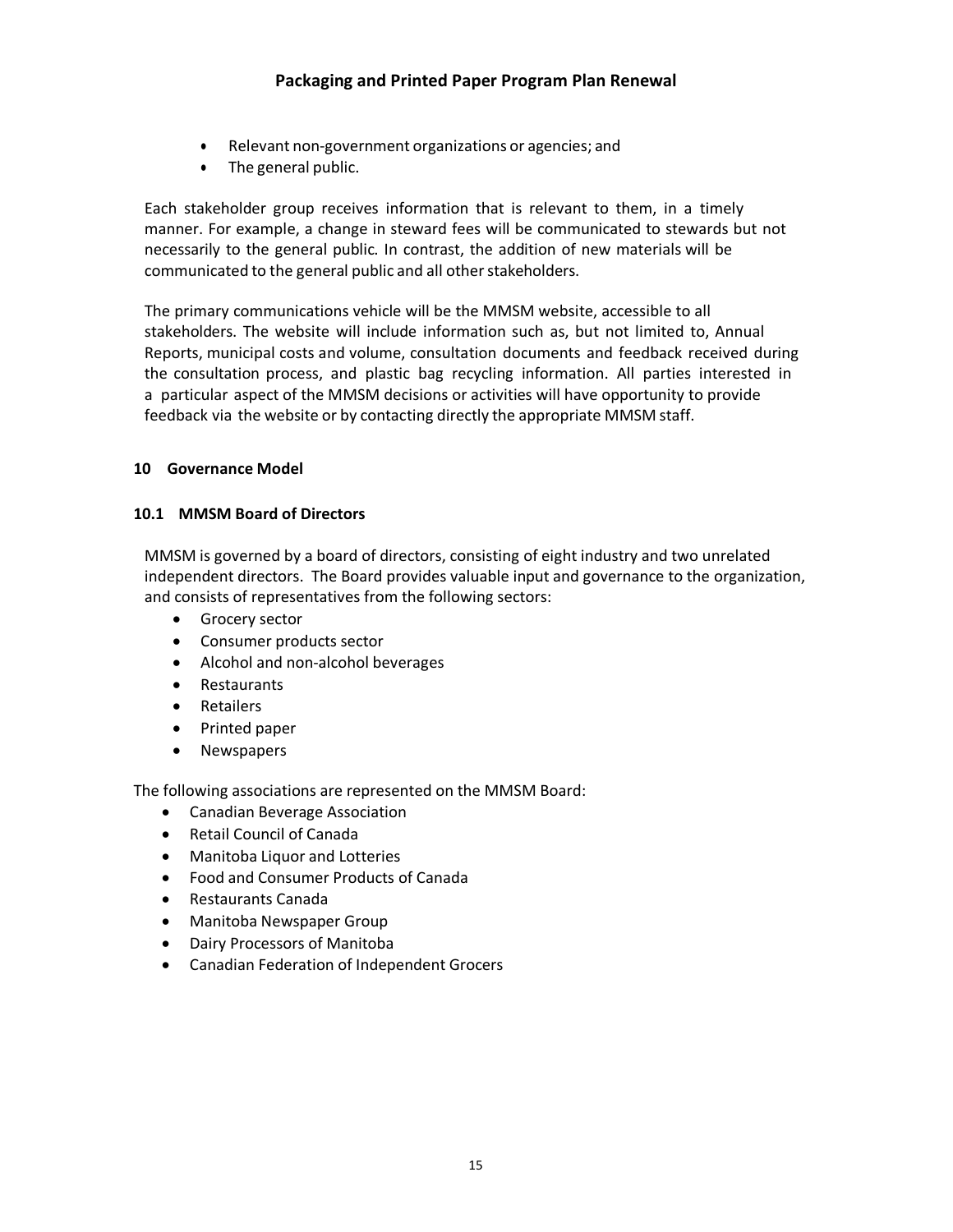- Relevant non-government organizations or agencies; and
- The general public.

Each stakeholder group receives information that is relevant to them, in a timely manner. For example, a change in steward fees will be communicated to stewards but not necessarily to the general public. In contrast, the addition of new materials will be communicated to the general public and all other stakeholders.

The primary communications vehicle will be the MMSM website, accessible to all stakeholders. The website will include information such as, but not limited to, Annual Reports, municipal costs and volume, consultation documents and feedback received during the consultation process, and plastic bag recycling information. All parties interested in a particular aspect of the MMSM decisions or activities will have opportunity to provide feedback via the website or by contacting directly the appropriate MMSM staff.

## 10 Governance Model

### 10.1 MMSM Board of Directors

MMSM is governed by a board of directors, consisting of eight industry and two unrelated independent directors. The Board provides valuable input and governance to the organization, and consists of representatives from the following sectors:

- Grocery sector
- Consumer products sector
- Alcohol and non-alcohol beverages
- Restaurants
- Retailers
- Printed paper
- Newspapers

The following associations are represented on the MMSM Board:

- Canadian Beverage Association
- Retail Council of Canada
- Manitoba Liquor and Lotteries
- Food and Consumer Products of Canada
- Restaurants Canada
- Manitoba Newspaper Group
- Dairy Processors of Manitoba
- Canadian Federation of Independent Grocers